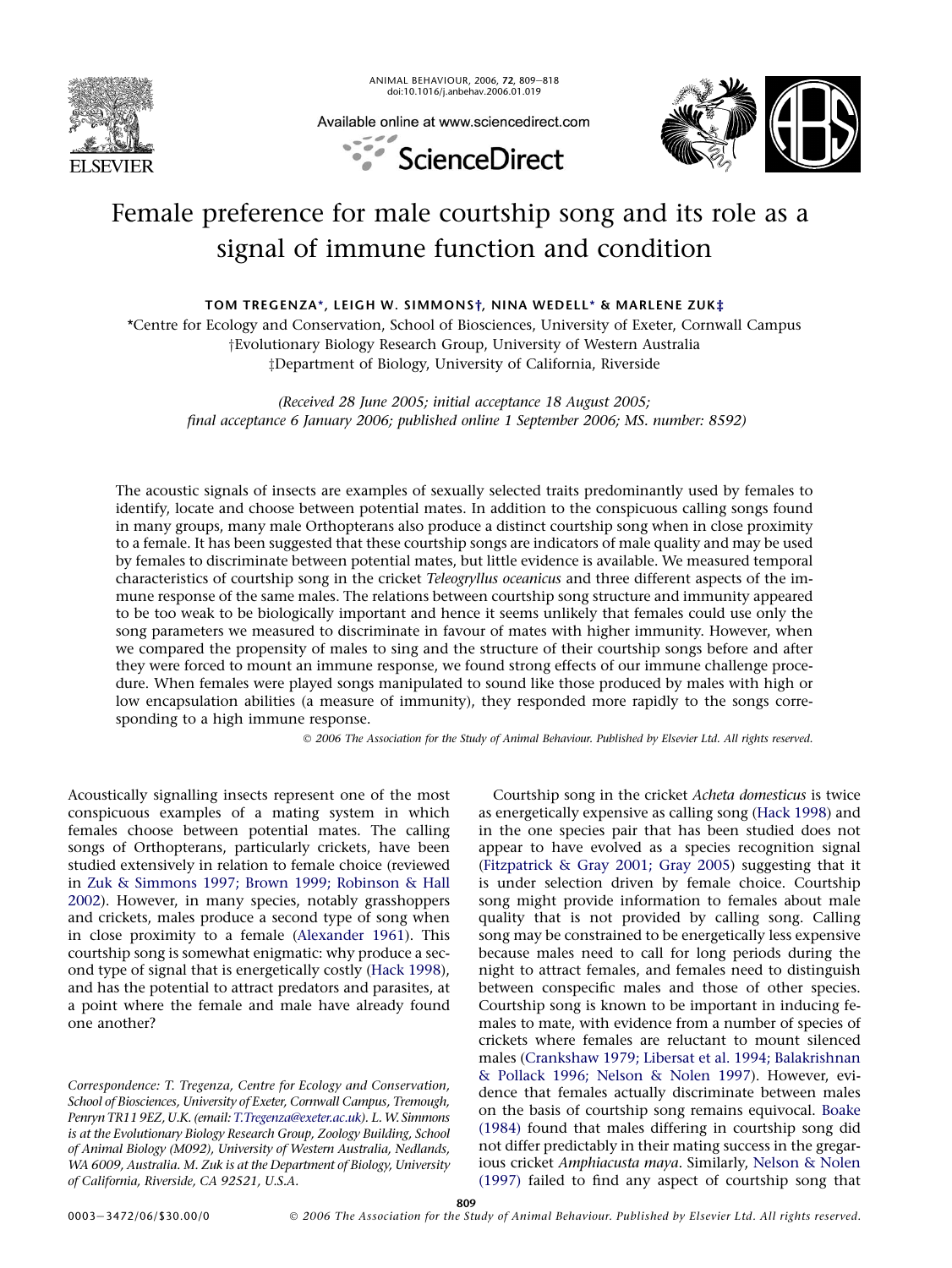# Female preference for male courtship song and its role as a signal of immune function and condition

**TOM TREGENZA\*, LEIGH W. SIMMONS†, NINA WEDELL\* & MARLENE ZUK‡**

\*Centre for Ecology and Conservation, School of Biosciences, University of Exeter, Cornwall Campus
†Evolutionary Biology Research Group, University of Western Australia
‡Department of Biology, University of California, Riverside

*(Received 28 June 2005; initial acceptance 18 August 2005; final acceptance 6 January 2006; published online 1 September 2006; MS. number: 8592)*

The acoustic signals of insects are examples of sexually selected traits predominantly used by females to identify, locate and choose between potential mates. In addition to the conspicuous calling songs found in many groups, many male Orthopterans also produce a distinct courtship song when in close proximity to a female. It has been suggested that these courtship songs are indicators of male quality and may be used by females to discriminate between potential mates, but little evidence is available. We measured temporal characteristics of courtship song in the cricket *Teleogryllus oceanicus* and three different aspects of the immune response of the same males. The relations between courtship song structure and immunity appeared to be too weak to be biologically important and hence it seems unlikely that females could use only the song parameters we measured to discriminate in favour of mates with higher immunity. However, when we compared the propensity of males to sing and the structure of their courtship songs before and after they were forced to mount an immune response, we found strong effects of our immune challenge procedure. When females were played songs manipulated to sound like those produced by males with high or low encapsulation abilities (a measure of immunity), they responded more rapidly to the songs corresponding to a high immune response.

© 2006 The Association for the Study of Animal Behaviour. Published by Elsevier Ltd. All rights reserved.

Acoustically signalling insects represent one of the most conspicuous examples of a mating system in which females choose between potential mates. The calling songs of Orthopterans, particularly crickets, have been studied extensively in relation to female choice (reviewed in Zuk & Simmons 1997; Brown 1999; Robinson & Hall 2002). However, in many species, notably grasshoppers and crickets, males produce a second type of song when in close proximity to a female (Alexander 1961). This courtship song is somewhat enigmatic: why produce a second type of signal that is energetically costly (Hack 1998), and has the potential to attract predators and parasites, at a point where the female and male have already found one another?

Courtship song in the cricket *Acheta domesticus* is twice as energetically expensive as calling song (Hack 1998) and in the one species pair that has been studied does not appear to have evolved as a species recognition signal (Fitzpatrick & Gray 2001; Gray 2005) suggesting that it is under selection driven by female choice. Courtship song might provide information to females about male quality that is not provided by calling song. Calling song may be constrained to be energetically less expensive because males need to call for long periods during the night to attract females, and females need to distinguish between conspecific males and those of other species. Courtship song is known to be important in inducing females to mate, with evidence from a number of species of crickets where females are reluctant to mount silenced males (Crankshaw 1979; Libersat et al. 1994; Balakrishnan & Pollack 1996; Nelson & Nolen 1997). However, evidence that females actually discriminate between males on the basis of courtship song remains equivocal. Boake (1984) found that males differing in courtship song did not differ predictably in their mating success in the gregarious cricket *Amphiacusta maya*. Similarly, Nelson & Nolen (1997) failed to find any aspect of courtship song that

*Correspondence: T. Tregenza, Centre for Ecology and Conservation, School of Biosciences, University of Exeter, Cornwall Campus, Tremough, Penryn TR11 9EZ, U.K. (email: T.Tregenza@exeter.ac.uk). L. W. Simmons is at the Evolutionary Biology Research Group, Zoology Building, School of Animal Biology (M092), University of Western Australia, Nedlands, WA 6009, Australia. M. Zuk is at the Department of Biology, University of California, Riverside, CA 92521, U.S.A.*

0003–3472/06/$30.00/0 © 2006 The Association for the Study of Animal Behaviour. Published by Elsevier Ltd. All rights reserved.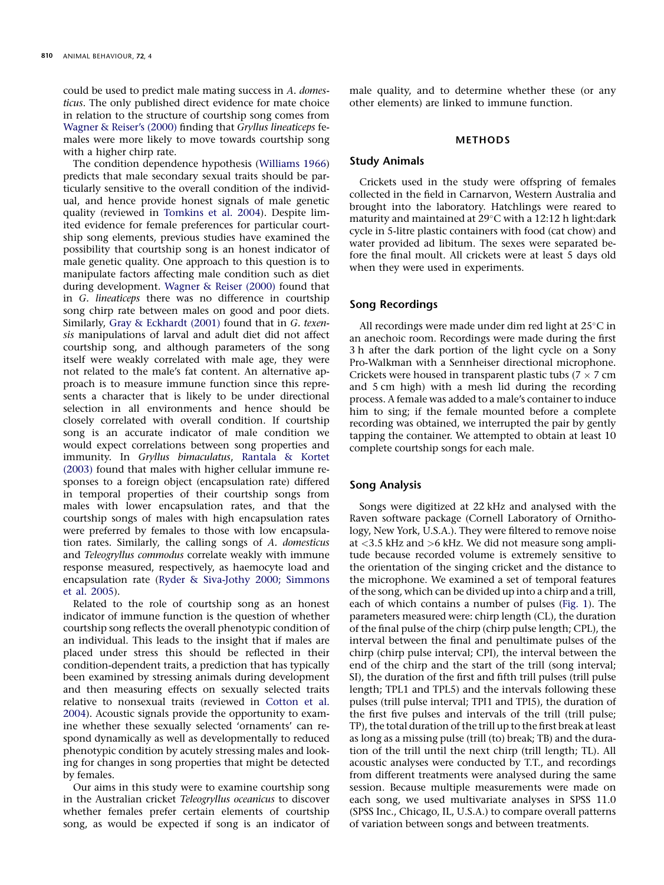could be used to predict male mating success in *A. domesticus*. The only published direct evidence for mate choice in relation to the structure of courtship song comes from Wagner & Reiser's (2000) finding that *Gryllus lineaticeps* females were more likely to move towards courtship song with a higher chirp rate.

The condition dependence hypothesis (Williams 1966) predicts that male secondary sexual traits should be particularly sensitive to the overall condition of the individual, and hence provide honest signals of male genetic quality (reviewed in Tomkins et al. 2004). Despite limited evidence for female preferences for particular courtship song elements, previous studies have examined the possibility that courtship song is an honest indicator of male genetic quality. One approach to this question is to manipulate factors affecting male condition such as diet during development. Wagner & Reiser (2000) found that in *G. lineaticeps* there was no difference in courtship song chirp rate between males on good and poor diets. Similarly, Gray & Eckhardt (2001) found that in *G. texensis* manipulations of larval and adult diet did not affect courtship song, and although parameters of the song itself were weakly correlated with male age, they were not related to the male's fat content. An alternative approach is to measure immune function since this represents a character that is likely to be under directional selection in all environments and hence should be closely correlated with overall condition. If courtship song is an accurate indicator of male condition we would expect correlations between song properties and immunity. In *Gryllus bimaculatus*, Rantala & Kortet (2003) found that males with higher cellular immune responses to a foreign object (encapsulation rate) differed in temporal properties of their courtship songs from males with lower encapsulation rates, and that the courtship songs of males with high encapsulation rates were preferred by females to those with low encapsulation rates. Similarly, the calling songs of *A. domesticus* and *Teleogryllus commodus* correlate weakly with immune response measured, respectively, as haemocyte load and encapsulation rate (Ryder & Siva-Jothy 2000; Simmons et al. 2005).

Related to the role of courtship song as an honest indicator of immune function is the question of whether courtship song reflects the overall phenotypic condition of an individual. This leads to the insight that if males are placed under stress this should be reflected in their condition-dependent traits, a prediction that has typically been examined by stressing animals during development and then measuring effects on sexually selected traits relative to nonsexual traits (reviewed in Cotton et al. 2004). Acoustic signals provide the opportunity to examine whether these sexually selected 'ornaments' can respond dynamically as well as developmentally to reduced phenotypic condition by acutely stressing males and looking for changes in song properties that might be detected by females.

Our aims in this study were to examine courtship song in the Australian cricket *Teleogryllus oceanicus* to discover whether females prefer certain elements of courtship song, as would be expected if song is an indicator of male quality, and to determine whether these (or any other elements) are linked to immune function.

## METHODS

### Study Animals

Crickets used in the study were offspring of females collected in the field in Carnarvon, Western Australia and brought into the laboratory. Hatchlings were reared to maturity and maintained at 29°C with a 12:12 h light:dark cycle in 5-litre plastic containers with food (cat chow) and water provided ad libitum. The sexes were separated before the final moult. All crickets were at least 5 days old when they were used in experiments.

### Song Recordings

All recordings were made under dim red light at 25°C in an anechoic room. Recordings were made during the first 3 h after the dark portion of the light cycle on a Sony Pro-Walkman with a Sennheiser directional microphone. Crickets were housed in transparent plastic tubs (7 × 7 cm and 5 cm high) with a mesh lid during the recording process. A female was added to a male's container to induce him to sing; if the female mounted before a complete recording was obtained, we interrupted the pair by gently tapping the container. We attempted to obtain at least 10 complete courtship songs for each male.

### Song Analysis

Songs were digitized at 22 kHz and analysed with the Raven software package (Cornell Laboratory of Ornithology, New York, U.S.A.). They were filtered to remove noise at <3.5 kHz and >6 kHz. We did not measure song amplitude because recorded volume is extremely sensitive to the orientation of the singing cricket and the distance to the microphone. We examined a set of temporal features of the song, which can be divided up into a chirp and a trill, each of which contains a number of pulses (Fig. 1). The parameters measured were: chirp length (CL), the duration of the final pulse of the chirp (chirp pulse length; CPL), the interval between the final and penultimate pulses of the chirp (chirp pulse interval; CPI), the interval between the end of the chirp and the start of the trill (song interval; SI), the duration of the first and fifth trill pulses (trill pulse length; TPL1 and TPL5) and the intervals following these pulses (trill pulse interval; TPI1 and TPI5), the duration of the first five pulses and intervals of the trill (trill pulse; TP), the total duration of the trill up to the first break at least as long as a missing pulse (trill (to) break; TB) and the duration of the trill until the next chirp (trill length; TL). All acoustic analyses were conducted by T.T., and recordings from different treatments were analysed during the same session. Because multiple measurements were made on each song, we used multivariate analyses in SPSS 11.0 (SPSS Inc., Chicago, IL, U.S.A.) to compare overall patterns of variation between songs and between treatments.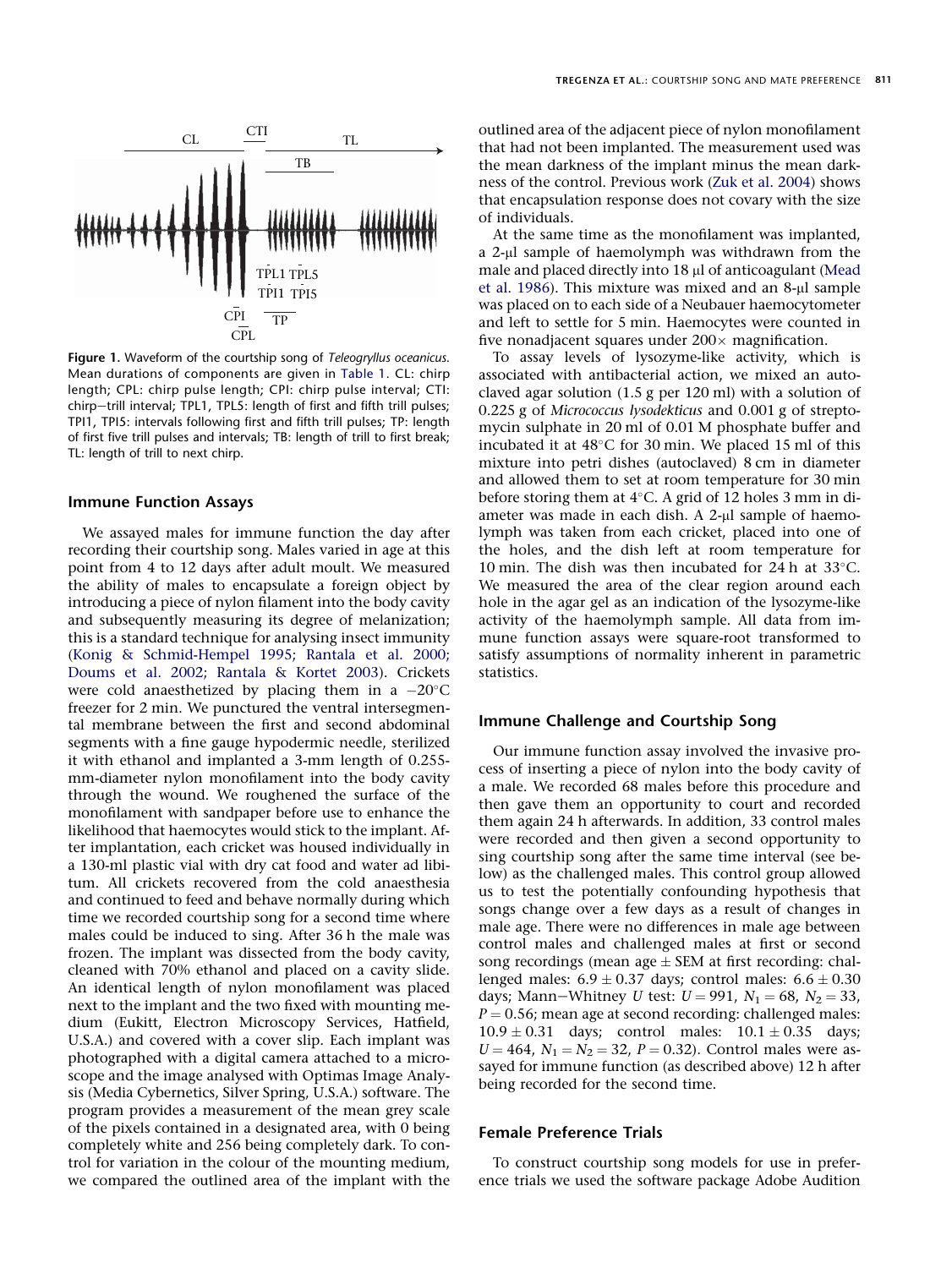CL CTI TL TB TPL1 TPL5 TPI1 TPI5 CPI TP CPL

**Figure 1.** Waveform of the courtship song of *Teleogryllus oceanicus*. Mean durations of components are given in Table 1. CL: chirp length; CPL: chirp pulse length; CPI: chirp pulse interval; CTI: chirp–trill interval; TPL1, TPL5: length of first and fifth trill pulses; TPI1, TPI5: intervals following first and fifth trill pulses; TP: length of first five trill pulses and intervals; TB: length of trill to first break; TL: length of trill to next chirp.

### Immune Function Assays

We assayed males for immune function the day after recording their courtship song. Males varied in age at this point from 4 to 12 days after adult moult. We measured the ability of males to encapsulate a foreign object by introducing a piece of nylon filament into the body cavity and subsequently measuring its degree of melanization; this is a standard technique for analysing insect immunity (Konig & Schmid-Hempel 1995; Rantala et al. 2000; Doums et al. 2002; Rantala & Kortet 2003). Crickets were cold anaesthetized by placing them in a −20°C freezer for 2 min. We punctured the ventral intersegmental membrane between the first and second abdominal segments with a fine gauge hypodermic needle, sterilized it with ethanol and implanted a 3-mm length of 0.255-mm-diameter nylon monofilament into the body cavity through the wound. We roughened the surface of the monofilament with sandpaper before use to enhance the likelihood that haemocytes would stick to the implant. After implantation, each cricket was housed individually in a 130-ml plastic vial with dry cat food and water ad libitum. All crickets recovered from the cold anaesthesia and continued to feed and behave normally during which time we recorded courtship song for a second time where males could be induced to sing. After 36 h the male was frozen. The implant was dissected from the body cavity, cleaned with 70% ethanol and placed on a cavity slide. An identical length of nylon monofilament was placed next to the implant and the two fixed with mounting medium (Eukitt, Electron Microscopy Services, Hatfield, U.S.A.) and covered with a cover slip. Each implant was photographed with a digital camera attached to a microscope and the image analysed with Optimas Image Analysis (Media Cybernetics, Silver Spring, U.S.A.) software. The program provides a measurement of the mean grey scale of the pixels contained in a designated area, with 0 being completely white and 256 being completely dark. To control for variation in the colour of the mounting medium, we compared the outlined area of the implant with the outlined area of the adjacent piece of nylon monofilament that had not been implanted. The measurement used was the mean darkness of the implant minus the mean darkness of the control. Previous work (Zuk et al. 2004) shows that encapsulation response does not covary with the size of individuals.

At the same time as the monofilament was implanted, a 2-μl sample of haemolymph was withdrawn from the male and placed directly into 18 μl of anticoagulant (Mead et al. 1986). This mixture was mixed and an 8-μl sample was placed on to each side of a Neubauer haemocytometer and left to settle for 5 min. Haemocytes were counted in five nonadjacent squares under 200× magnification.

To assay levels of lysozyme-like activity, which is associated with antibacterial action, we mixed an autoclaved agar solution (1.5 g per 120 ml) with a solution of 0.225 g of *Micrococcus lysodekticus* and 0.001 g of streptomycin sulphate in 20 ml of 0.01 M phosphate buffer and incubated it at 48°C for 30 min. We placed 15 ml of this mixture into petri dishes (autoclaved) 8 cm in diameter and allowed them to set at room temperature for 30 min before storing them at 4°C. A grid of 12 holes 3 mm in diameter was made in each dish. A 2-μl sample of haemolymph was taken from each cricket, placed into one of the holes, and the dish left at room temperature for 10 min. The dish was then incubated for 24 h at 33°C. We measured the area of the clear region around each hole in the agar gel as an indication of the lysozyme-like activity of the haemolymph sample. All data from immune function assays were square-root transformed to satisfy assumptions of normality inherent in parametric statistics.

### Immune Challenge and Courtship Song

Our immune function assay involved the invasive process of inserting a piece of nylon into the body cavity of a male. We recorded 68 males before this procedure and then gave them an opportunity to court and recorded them again 24 h afterwards. In addition, 33 control males were recorded and then given a second opportunity to sing courtship song after the same time interval (see below) as the challenged males. This control group allowed us to test the potentially confounding hypothesis that songs change over a few days as a result of changes in male age. There were no differences in male age between control males and challenged males at first or second song recordings (mean age ± SEM at first recording: challenged males: 6.9 ± 0.37 days; control males: 6.6 ± 0.30 days; Mann–Whitney *U* test: $U = 991$, $N_1 = 68$, $N_2 = 33$, $P = 0.56$; mean age at second recording: challenged males: 10.9 ± 0.31 days; control males: 10.1 ± 0.35 days; $U = 464$, $N_1 = N_2 = 32$, $P = 0.32$). Control males were assayed for immune function (as described above) 12 h after being recorded for the second time.

### Female Preference Trials

To construct courtship song models for use in preference trials we used the software package Adobe Audition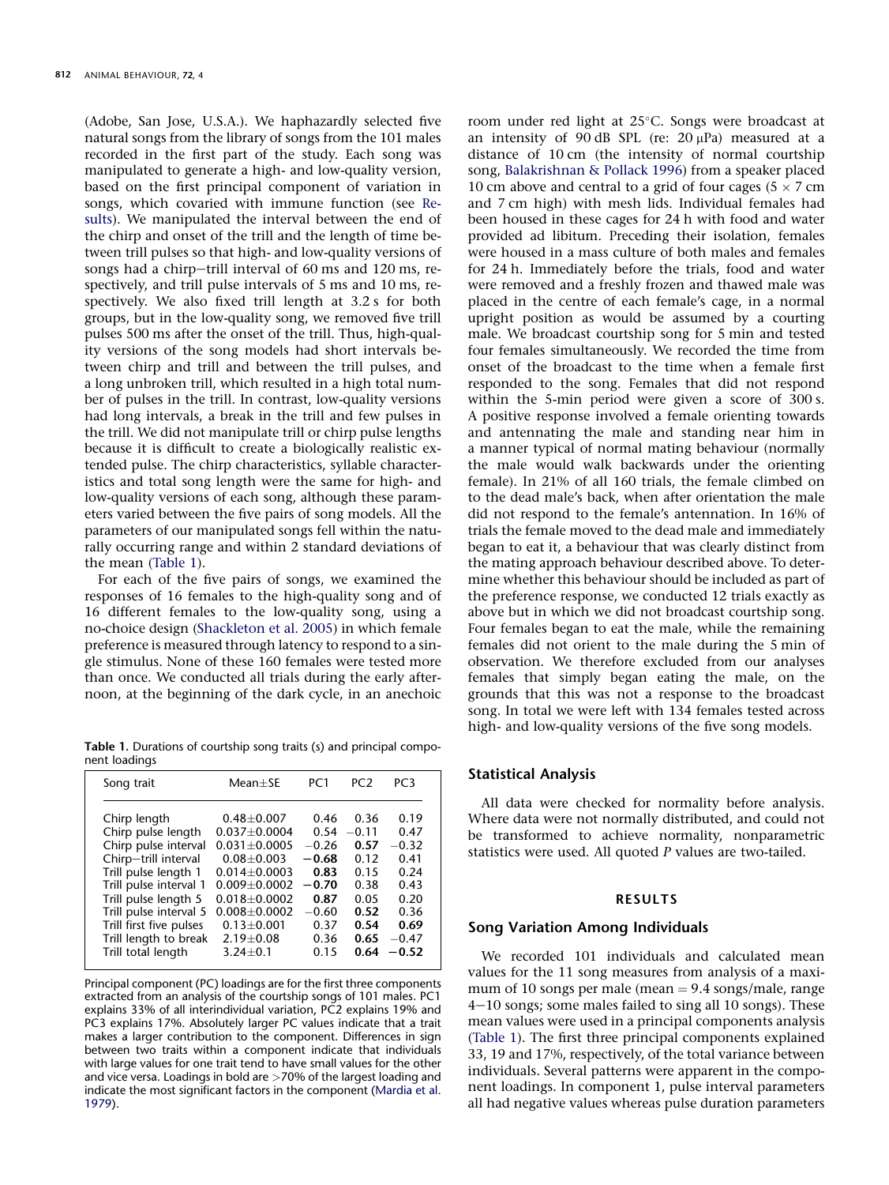(Adobe, San Jose, U.S.A.). We haphazardly selected five natural songs from the library of songs from the 101 males recorded in the first part of the study. Each song was manipulated to generate a high- and low-quality version, based on the first principal component of variation in songs, which covaried with immune function (see Results). We manipulated the interval between the end of the chirp and onset of the trill and the length of time between trill pulses so that high- and low-quality versions of songs had a chirp–trill interval of 60 ms and 120 ms, respectively, and trill pulse intervals of 5 ms and 10 ms, respectively. We also fixed trill length at 3.2 s for both groups, but in the low-quality song, we removed five trill pulses 500 ms after the onset of the trill. Thus, high-quality versions of the song models had short intervals between chirp and trill and between the trill pulses, and a long unbroken trill, which resulted in a high total number of pulses in the trill. In contrast, low-quality versions had long intervals, a break in the trill and few pulses in the trill. We did not manipulate trill or chirp pulse lengths because it is difficult to create a biologically realistic extended pulse. The chirp characteristics, syllable characteristics and total song length were the same for high- and low-quality versions of each song, although these parameters varied between the five pairs of song models. All the parameters of our manipulated songs fell within the naturally occurring range and within 2 standard deviations of the mean (Table 1).

For each of the five pairs of songs, we examined the responses of 16 females to the high-quality song and of 16 different females to the low-quality song, using a no-choice design (Shackleton et al. 2005) in which female preference is measured through latency to respond to a single stimulus. None of these 160 females were tested more than once. We conducted all trials during the early afternoon, at the beginning of the dark cycle, in an anechoic room under red light at 25°C. Songs were broadcast at an intensity of 90 dB SPL (re: 20 μPa) measured at a distance of 10 cm (the intensity of normal courtship song, Balakrishnan & Pollack 1996) from a speaker placed 10 cm above and central to a grid of four cages (5 × 7 cm and 7 cm high) with mesh lids. Individual females had been housed in these cages for 24 h with food and water provided ad libitum. Preceding their isolation, females were housed in a mass culture of both males and females for 24 h. Immediately before the trials, food and water were removed and a freshly frozen and thawed male was placed in the centre of each female's cage, in a normal upright position as would be assumed by a courting male. We broadcast courtship song for 5 min and tested four females simultaneously. We recorded the time from onset of the broadcast to the time when a female first responded to the song. Females that did not respond within the 5-min period were given a score of 300 s. A positive response involved a female orienting towards and antennating the male and standing near him in a manner typical of normal mating behaviour (normally the male would walk backwards under the orienting female). In 21% of all 160 trials, the female climbed on to the dead male's back, when after orientation the male did not respond to the female's antennation. In 16% of trials the female moved to the dead male and immediately began to eat it, a behaviour that was clearly distinct from the mating approach behaviour described above. To determine whether this behaviour should be included as part of the preference response, we conducted 12 trials exactly as above but in which we did not broadcast courtship song. Four females began to eat the male, while the remaining females did not orient to the male during the 5 min of observation. We therefore excluded from our analyses females that simply began eating the male, on the grounds that this was not a response to the broadcast song. In total we were left with 134 females tested across high- and low-quality versions of the five song models.

**Table 1.** Durations of courtship song traits (s) and principal component loadings

| Song trait | Mean±SE | PC1 | PC2 | PC3 |
|---|---|---|---|---|
| Chirp length | 0.48±0.007 | 0.46 | 0.36 | 0.19 |
| Chirp pulse length | 0.037±0.0004 | 0.54 | −0.11 | 0.47 |
| Chirp pulse interval | 0.031±0.0005 | −0.26 | 0.26 | −0.32 |
| Chirp–trill interval | 0.08±0.003 | **−0.68** | 0.12 | 0.41 |
| Trill pulse length 1 | 0.014±0.0003 | **0.83** | 0.15 | 0.24 |
| Trill pulse interval 1 | 0.009±0.0002 | **−0.70** | 0.38 | 0.43 |
| Trill pulse length 5 | 0.018±0.0002 | **0.87** | 0.05 | 0.20 |
| Trill pulse interval 5 | 0.008±0.0002 | −0.60 | **0.52** | 0.36 |
| Trill first five pulses | 0.13±0.001 | 0.37 | **0.54** | **0.69** |
| Trill length to break | 2.19±0.08 | 0.36 | **0.65** | −0.47 |
| Trill total length | 3.24±0.1 | 0.15 | **0.64** | **−0.52** |

Principal component (PC) loadings are for the first three components extracted from an analysis of the courtship songs of 101 males. PC1 explains 33% of all interindividual variation, PC2 explains 19% and PC3 explains 17%. Absolutely larger PC values indicate that a trait makes a larger contribution to the component. Differences in sign between two traits within a component indicate that individuals with large values for one trait tend to have small values for the other and vice versa. Loadings in bold are >70% of the largest loading and indicate the most significant factors in the component (Mardia et al. 1979).

## Statistical Analysis

All data were checked for normality before analysis. Where data were not normally distributed, and could not be transformed to achieve normality, nonparametric statistics were used. All quoted *P* values are two-tailed.

# RESULTS

## Song Variation Among Individuals

We recorded 101 individuals and calculated mean values for the 11 song measures from analysis of a maximum of 10 songs per male (mean = 9.4 songs/male, range 4–10 songs; some males failed to sing all 10 songs). These mean values were used in a principal components analysis (Table 1). The first three principal components explained 33, 19 and 17%, respectively, of the total variance between individuals. Several patterns were apparent in the component loadings. In component 1, pulse interval parameters all had negative values whereas pulse duration parameters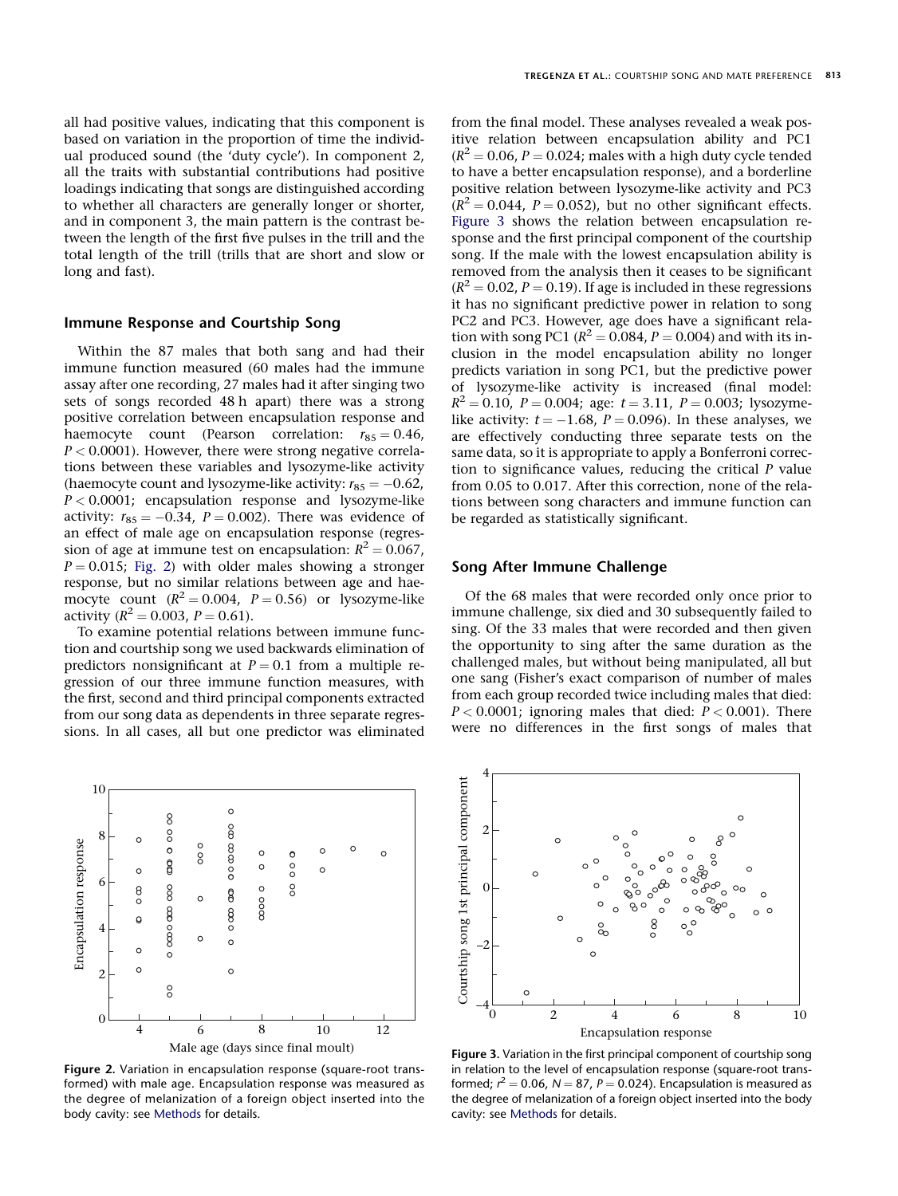all had positive values, indicating that this component is based on variation in the proportion of time the individual produced sound (the 'duty cycle'). In component 2, all the traits with substantial contributions had positive loadings indicating that songs are distinguished according to whether all characters are generally longer or shorter, and in component 3, the main pattern is the contrast between the length of the first five pulses in the trill and the total length of the trill (trills that are short and slow or long and fast).

### Immune Response and Courtship Song

Within the 87 males that both sang and had their immune function measured (60 males had the immune assay after one recording, 27 males had it after singing two sets of songs recorded 48 h apart) there was a strong positive correlation between encapsulation response and haemocyte count (Pearson correlation: $r_{85} = 0.46$, $P < 0.0001$). However, there were strong negative correlations between these variables and lysozyme-like activity (haemocyte count and lysozyme-like activity: $r_{85} = -0.62$, $P < 0.0001$; encapsulation response and lysozyme-like activity: $r_{85} = -0.34$, $P = 0.002$). There was evidence of an effect of male age on encapsulation response (regression of age at immune test on encapsulation: $R^2 = 0.067$, $P = 0.015$; Fig. 2) with older males showing a stronger response, but no similar relations between age and haemocyte count ($R^2 = 0.004$, $P = 0.56$) or lysozyme-like activity ($R^2 = 0.003$, $P = 0.61$).

To examine potential relations between immune function and courtship song we used backwards elimination of predictors nonsignificant at $P = 0.1$ from a multiple regression of our three immune function measures, with the first, second and third principal components extracted from our song data as dependents in three separate regressions. In all cases, all but one predictor was eliminated from the final model. These analyses revealed a weak positive relation between encapsulation ability and PC1 ($R^2 = 0.06$, $P = 0.024$; males with a high duty cycle tended to have a better encapsulation response), and a borderline positive relation between lysozyme-like activity and PC3 ($R^2 = 0.044$, $P = 0.052$), but no other significant effects. Figure 3 shows the relation between encapsulation response and the first principal component of the courtship song. If the male with the lowest encapsulation ability is removed from the analysis then it ceases to be significant ($R^2 = 0.02$, $P = 0.19$). If age is included in these regressions it has no significant predictive power in relation to song PC2 and PC3. However, age does have a significant relation with song PC1 ($R^2 = 0.084$, $P = 0.004$) and with its inclusion in the model encapsulation ability no longer predicts variation in song PC1, but the predictive power of lysozyme-like activity is increased (final model: $R^2 = 0.10$, $P = 0.004$; age: $t = 3.11$, $P = 0.003$; lysozyme-like activity: $t = -1.68$, $P = 0.096$). In these analyses, we are effectively conducting three separate tests on the same data, so it is appropriate to apply a Bonferroni correction to significance values, reducing the critical $P$ value from 0.05 to 0.017. After this correction, none of the relations between song characters and immune function can be regarded as statistically significant.

### Song After Immune Challenge

Of the 68 males that were recorded only once prior to immune challenge, six died and 30 subsequently failed to sing. Of the 33 males that were recorded and then given the opportunity to sing after the same duration as the challenged males, but without being manipulated, all but one sang (Fisher's exact comparison of number of males from each group recorded twice including males that died: $P < 0.0001$; ignoring males that died: $P < 0.001$). There were no differences in the first songs of males that

**Figure 2.** Variation in encapsulation response (square-root transformed) with male age. Encapsulation response was measured as the degree of melanization of a foreign object inserted into the body cavity: see Methods for details.

**Figure 3.** Variation in the first principal component of courtship song in relation to the level of encapsulation response (square-root transformed; $r^2 = 0.06$, $N = 87$, $P = 0.024$). Encapsulation is measured as the degree of melanization of a foreign object inserted into the body cavity: see Methods for details.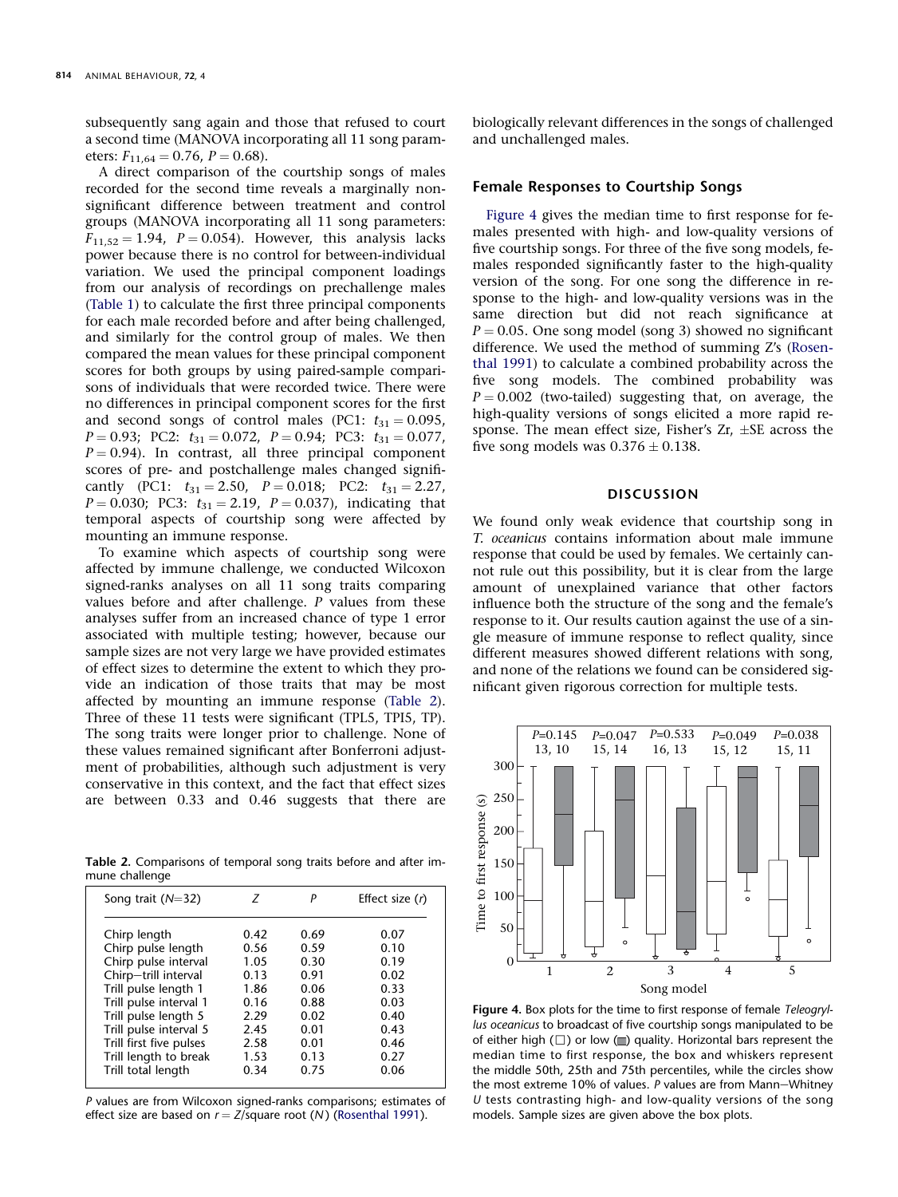subsequently sang again and those that refused to court a second time (MANOVA incorporating all 11 song parameters: $F_{11,64} = 0.76$, $P = 0.68$).

A direct comparison of the courtship songs of males recorded for the second time reveals a marginally nonsignificant difference between treatment and control groups (MANOVA incorporating all 11 song parameters: $F_{11,52} = 1.94$, $P = 0.054$). However, this analysis lacks power because there is no control for between-individual variation. We used the principal component loadings from our analysis of recordings on prechallenge males (Table 1) to calculate the first three principal components for each male recorded before and after being challenged, and similarly for the control group of males. We then compared the mean values for these principal component scores for both groups by using paired-sample comparisons of individuals that were recorded twice. There were no differences in principal component scores for the first and second songs of control males (PC1: $t_{31} = 0.095$, $P = 0.93$; PC2: $t_{31} = 0.072$, $P = 0.94$; PC3: $t_{31} = 0.077$, $P = 0.94$). In contrast, all three principal component scores of pre- and postchallenge males changed significantly (PC1: $t_{31} = 2.50$, $P = 0.018$; PC2: $t_{31} = 2.27$, $P = 0.030$; PC3: $t_{31} = 2.19$, $P = 0.037$), indicating that temporal aspects of courtship song were affected by mounting an immune response.

To examine which aspects of courtship song were affected by immune challenge, we conducted Wilcoxon signed-ranks analyses on all 11 song traits comparing values before and after challenge. *P* values from these analyses suffer from an increased chance of type 1 error associated with multiple testing; however, because our sample sizes are not very large we have provided estimates of effect sizes to determine the extent to which they provide an indication of those traits that may be most affected by mounting an immune response (Table 2). Three of these 11 tests were significant (TPL5, TPI5, TP). The song traits were longer prior to challenge. None of these values remained significant after Bonferroni adjustment of probabilities, although such adjustment is very conservative in this context, and the fact that effect sizes are between 0.33 and 0.46 suggests that there are biologically relevant differences in the songs of challenged and unchallenged males.

**Table 2.** Comparisons of temporal song traits before and after immune challenge

| Song trait ($N$=32) | $Z$ | $P$ | Effect size ($r$) |
|---|---|---|---|
| Chirp length | 0.42 | 0.69 | 0.07 |
| Chirp pulse length | 0.56 | 0.59 | 0.10 |
| Chirp pulse interval | 1.05 | 0.30 | 0.19 |
| Chirp−trill interval | 0.13 | 0.91 | 0.02 |
| Trill pulse length 1 | 1.86 | 0.06 | 0.33 |
| Trill pulse interval 1 | 0.16 | 0.88 | 0.03 |
| Trill pulse length 5 | 2.29 | 0.02 | 0.40 |
| Trill pulse interval 5 | 2.45 | 0.01 | 0.43 |
| Trill first five pulses | 2.58 | 0.01 | 0.46 |
| Trill length to break | 1.53 | 0.13 | 0.27 |
| Trill total length | 0.34 | 0.75 | 0.06 |

*P* values are from Wilcoxon signed-ranks comparisons; estimates of effect size are based on $r = Z$/square root ($N$) (Rosenthal 1991).

## Female Responses to Courtship Songs

Figure 4 gives the median time to first response for females presented with high- and low-quality versions of five courtship songs. For three of the five song models, females responded significantly faster to the high-quality version of the song. For one song the difference in response to the high- and low-quality versions was in the same direction but did not reach significance at $P = 0.05$. One song model (song 3) showed no significant difference. We used the method of summing Z's (Rosenthal 1991) to calculate a combined probability across the five song models. The combined probability was $P = 0.002$ (two-tailed) suggesting that, on average, the high-quality versions of songs elicited a more rapid response. The mean effect size, Fisher's Zr, ±SE across the five song models was $0.376 \pm 0.138$.

## DISCUSSION

We found only weak evidence that courtship song in *T. oceanicus* contains information about male immune response that could be used by females. We certainly cannot rule out this possibility, but it is clear from the large amount of unexplained variance that other factors influence both the structure of the song and the female's response to it. Our results caution against the use of a single measure of immune response to reflect quality, since different measures showed different relations with song, and none of the relations we found can be considered significant given rigorous correction for multiple tests.

**Figure 4.** Box plots for the time to first response of female *Teleogryllus oceanicus* to broadcast of five courtship songs manipulated to be of either high (□) or low (■) quality. Horizontal bars represent the median time to first response, the box and whiskers represent the middle 50th, 25th and 75th percentiles, while the circles show the most extreme 10% of values. *P* values are from Mann−Whitney *U* tests contrasting high- and low-quality versions of the song models. Sample sizes are given above the box plots.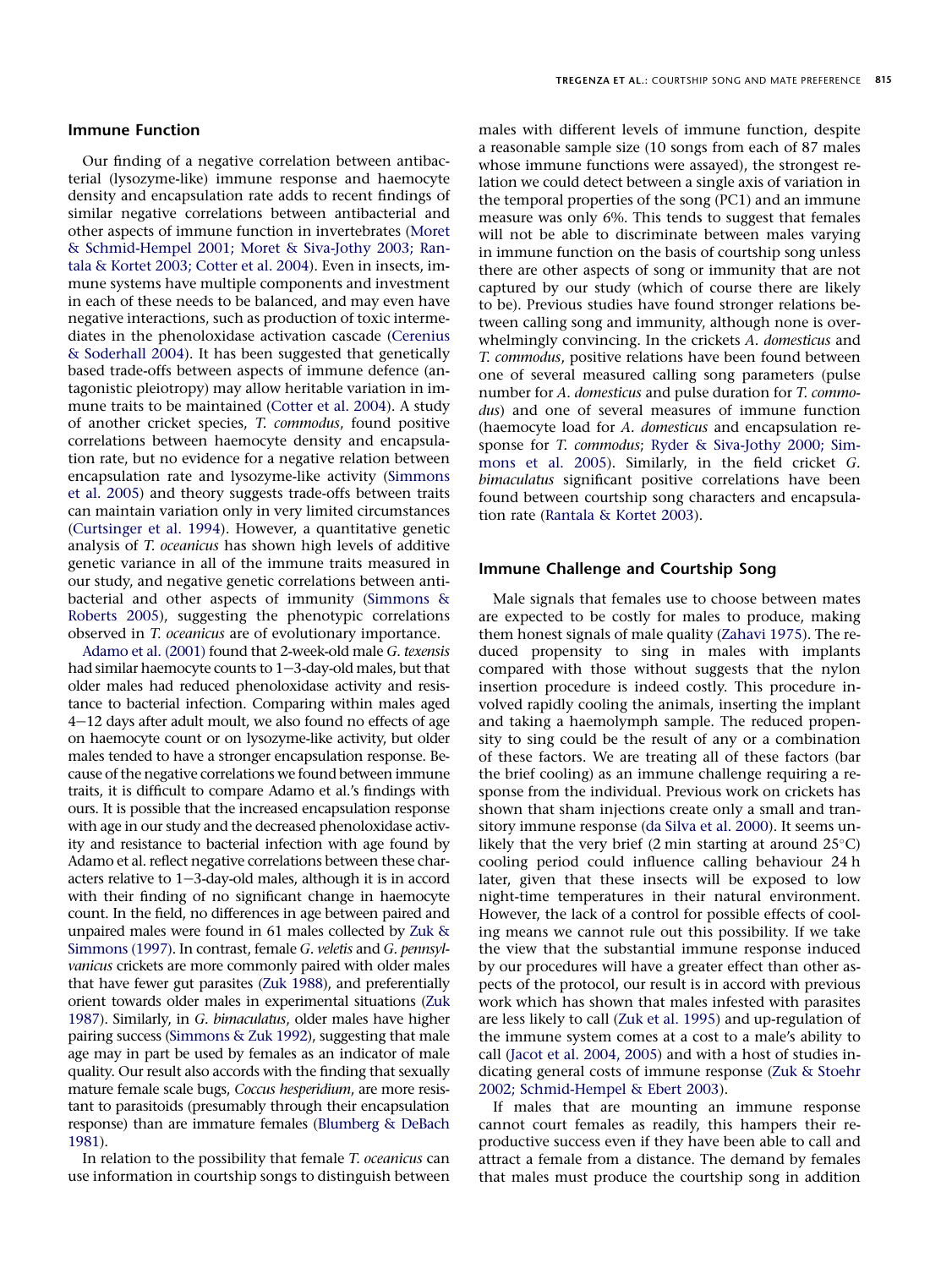### Immune Function

Our finding of a negative correlation between antibacterial (lysozyme-like) immune response and haemocyte density and encapsulation rate adds to recent findings of similar negative correlations between antibacterial and other aspects of immune function in invertebrates (Moret & Schmid-Hempel 2001; Moret & Siva-Jothy 2003; Rantala & Kortet 2003; Cotter et al. 2004). Even in insects, immune systems have multiple components and investment in each of these needs to be balanced, and may even have negative interactions, such as production of toxic intermediates in the phenoloxidase activation cascade (Cerenius & Soderhall 2004). It has been suggested that genetically based trade-offs between aspects of immune defence (antagonistic pleiotropy) may allow heritable variation in immune traits to be maintained (Cotter et al. 2004). A study of another cricket species, *T. commodus*, found positive correlations between haemocyte density and encapsulation rate, but no evidence for a negative relation between encapsulation rate and lysozyme-like activity (Simmons et al. 2005) and theory suggests trade-offs between traits can maintain variation only in very limited circumstances (Curtsinger et al. 1994). However, a quantitative genetic analysis of *T. oceanicus* has shown high levels of additive genetic variance in all of the immune traits measured in our study, and negative genetic correlations between antibacterial and other aspects of immunity (Simmons & Roberts 2005), suggesting the phenotypic correlations observed in *T. oceanicus* are of evolutionary importance.

Adamo et al. (2001) found that 2-week-old male *G. texensis* had similar haemocyte counts to 1–3-day-old males, but that older males had reduced phenoloxidase activity and resistance to bacterial infection. Comparing within males aged 4–12 days after adult moult, we also found no effects of age on haemocyte count or on lysozyme-like activity, but older males tended to have a stronger encapsulation response. Because of the negative correlations we found between immune traits, it is difficult to compare Adamo et al.'s findings with ours. It is possible that the increased encapsulation response with age in our study and the decreased phenoloxidase activity and resistance to bacterial infection with age found by Adamo et al. reflect negative correlations between these characters relative to 1–3-day-old males, although it is in accord with their finding of no significant change in haemocyte count. In the field, no differences in age between paired and unpaired males were found in 61 males collected by Zuk & Simmons (1997). In contrast, female *G. veletis* and *G. pennsylvanicus* crickets are more commonly paired with older males that have fewer gut parasites (Zuk 1988), and preferentially orient towards older males in experimental situations (Zuk 1987). Similarly, in *G. bimaculatus*, older males have higher pairing success (Simmons & Zuk 1992), suggesting that male age may in part be used by females as an indicator of male quality. Our result also accords with the finding that sexually mature female scale bugs, *Coccus hesperidium*, are more resistant to parasitoids (presumably through their encapsulation response) than are immature females (Blumberg & DeBach 1981).

In relation to the possibility that female *T. oceanicus* can use information in courtship songs to distinguish between males with different levels of immune function, despite a reasonable sample size (10 songs from each of 87 males whose immune functions were assayed), the strongest relation we could detect between a single axis of variation in the temporal properties of the song (PC1) and an immune measure was only 6%. This tends to suggest that females will not be able to discriminate between males varying in immune function on the basis of courtship song unless there are other aspects of song or immunity that are not captured by our study (which of course there are likely to be). Previous studies have found stronger relations between calling song and immunity, although none is overwhelmingly convincing. In the crickets *A. domesticus* and *T. commodus*, positive relations have been found between one of several measured calling song parameters (pulse number for *A. domesticus* and pulse duration for *T. commodus*) and one of several measures of immune function (haemocyte load for *A. domesticus* and encapsulation response for *T. commodus*; Ryder & Siva-Jothy 2000; Simmons et al. 2005). Similarly, in the field cricket *G. bimaculatus* significant positive correlations have been found between courtship song characters and encapsulation rate (Rantala & Kortet 2003).

### Immune Challenge and Courtship Song

Male signals that females use to choose between mates are expected to be costly for males to produce, making them honest signals of male quality (Zahavi 1975). The reduced propensity to sing in males with implants compared with those without suggests that the nylon insertion procedure is indeed costly. This procedure involved rapidly cooling the animals, inserting the implant and taking a haemolymph sample. The reduced propensity to sing could be the result of any or a combination of these factors. We are treating all of these factors (bar the brief cooling) as an immune challenge requiring a response from the individual. Previous work on crickets has shown that sham injections create only a small and transitory immune response (da Silva et al. 2000). It seems unlikely that the very brief (2 min starting at around 25°C) cooling period could influence calling behaviour 24 h later, given that these insects will be exposed to low night-time temperatures in their natural environment. However, the lack of a control for possible effects of cooling means we cannot rule out this possibility. If we take the view that the substantial immune response induced by our procedures will have a greater effect than other aspects of the protocol, our result is in accord with previous work which has shown that males infested with parasites are less likely to call (Zuk et al. 1995) and up-regulation of the immune system comes at a cost to a male's ability to call (Jacot et al. 2004, 2005) and with a host of studies indicating general costs of immune response (Zuk & Stoehr 2002; Schmid-Hempel & Ebert 2003).

If males that are mounting an immune response cannot court females as readily, this hampers their reproductive success even if they have been able to call and attract a female from a distance. The demand by females that males must produce the courtship song in addition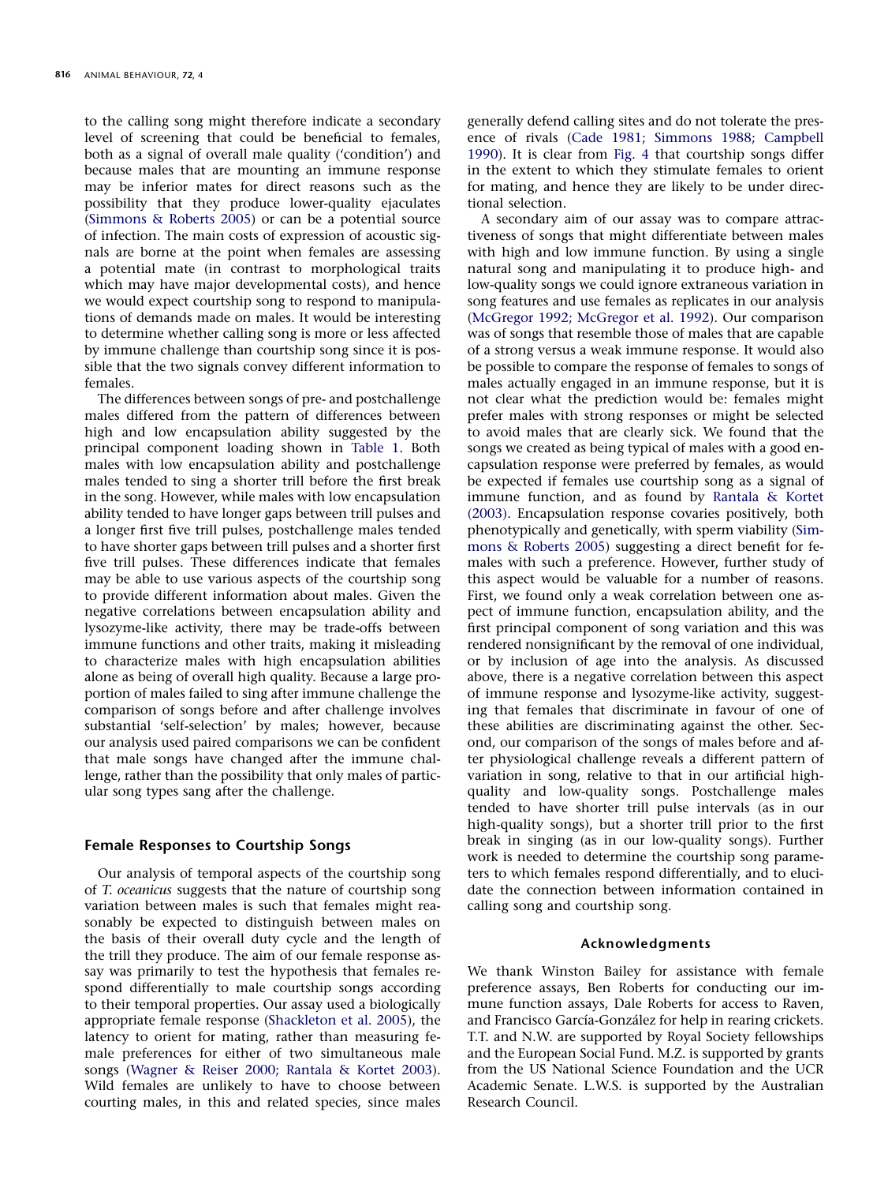to the calling song might therefore indicate a secondary level of screening that could be beneficial to females, both as a signal of overall male quality ('condition') and because males that are mounting an immune response may be inferior mates for direct reasons such as the possibility that they produce lower-quality ejaculates (Simmons & Roberts 2005) or can be a potential source of infection. The main costs of expression of acoustic signals are borne at the point when females are assessing a potential mate (in contrast to morphological traits which may have major developmental costs), and hence we would expect courtship song to respond to manipulations of demands made on males. It would be interesting to determine whether calling song is more or less affected by immune challenge than courtship song since it is possible that the two signals convey different information to females.

The differences between songs of pre- and postchallenge males differed from the pattern of differences between high and low encapsulation ability suggested by the principal component loading shown in Table 1. Both males with low encapsulation ability and postchallenge males tended to sing a shorter trill before the first break in the song. However, while males with low encapsulation ability tended to have longer gaps between trill pulses and a longer first five trill pulses, postchallenge males tended to have shorter gaps between trill pulses and a shorter first five trill pulses. These differences indicate that females may be able to use various aspects of the courtship song to provide different information about males. Given the negative correlations between encapsulation ability and lysozyme-like activity, there may be trade-offs between immune functions and other traits, making it misleading to characterize males with high encapsulation abilities alone as being of overall high quality. Because a large proportion of males failed to sing after immune challenge the comparison of songs before and after challenge involves substantial 'self-selection' by males; however, because our analysis used paired comparisons we can be confident that male songs have changed after the immune challenge, rather than the possibility that only males of particular song types sang after the challenge.

### Female Responses to Courtship Songs

Our analysis of temporal aspects of the courtship song of *T. oceanicus* suggests that the nature of courtship song variation between males is such that females might reasonably be expected to distinguish between males on the basis of their overall duty cycle and the length of the trill they produce. The aim of our female response assay was primarily to test the hypothesis that females respond differentially to male courtship songs according to their temporal properties. Our assay used a biologically appropriate female response (Shackleton et al. 2005), the latency to orient for mating, rather than measuring female preferences for either of two simultaneous male songs (Wagner & Reiser 2000; Rantala & Kortet 2003). Wild females are unlikely to have to choose between courting males, in this and related species, since males generally defend calling sites and do not tolerate the presence of rivals (Cade 1981; Simmons 1988; Campbell 1990). It is clear from Fig. 4 that courtship songs differ in the extent to which they stimulate females to orient for mating, and hence they are likely to be under directional selection.

A secondary aim of our assay was to compare attractiveness of songs that might differentiate between males with high and low immune function. By using a single natural song and manipulating it to produce high- and low-quality songs we could ignore extraneous variation in song features and use females as replicates in our analysis (McGregor 1992; McGregor et al. 1992). Our comparison was of songs that resemble those of males that are capable of a strong versus a weak immune response. It would also be possible to compare the response of females to songs of males actually engaged in an immune response, but it is not clear what the prediction would be: females might prefer males with strong responses or might be selected to avoid males that are clearly sick. We found that the songs we created as being typical of males with a good encapsulation response were preferred by females, as would be expected if females use courtship song as a signal of immune function, and as found by Rantala & Kortet (2003). Encapsulation response covaries positively, both phenotypically and genetically, with sperm viability (Simmons & Roberts 2005) suggesting a direct benefit for females with such a preference. However, further study of this aspect would be valuable for a number of reasons. First, we found only a weak correlation between one aspect of immune function, encapsulation ability, and the first principal component of song variation and this was rendered nonsignificant by the removal of one individual, or by inclusion of age into the analysis. As discussed above, there is a negative correlation between this aspect of immune response and lysozyme-like activity, suggesting that females that discriminate in favour of one of these abilities are discriminating against the other. Second, our comparison of the songs of males before and after physiological challenge reveals a different pattern of variation in song, relative to that in our artificial high-quality and low-quality songs. Postchallenge males tended to have shorter trill pulse intervals (as in our high-quality songs), but a shorter trill prior to the first break in singing (as in our low-quality songs). Further work is needed to determine the courtship song parameters to which females respond differentially, and to elucidate the connection between information contained in calling song and courtship song.

## Acknowledgments

We thank Winston Bailey for assistance with female preference assays, Ben Roberts for conducting our immune function assays, Dale Roberts for access to Raven, and Francisco García-González for help in rearing crickets. T.T. and N.W. are supported by Royal Society fellowships and the European Social Fund. M.Z. is supported by grants from the US National Science Foundation and the UCR Academic Senate. L.W.S. is supported by the Australian Research Council.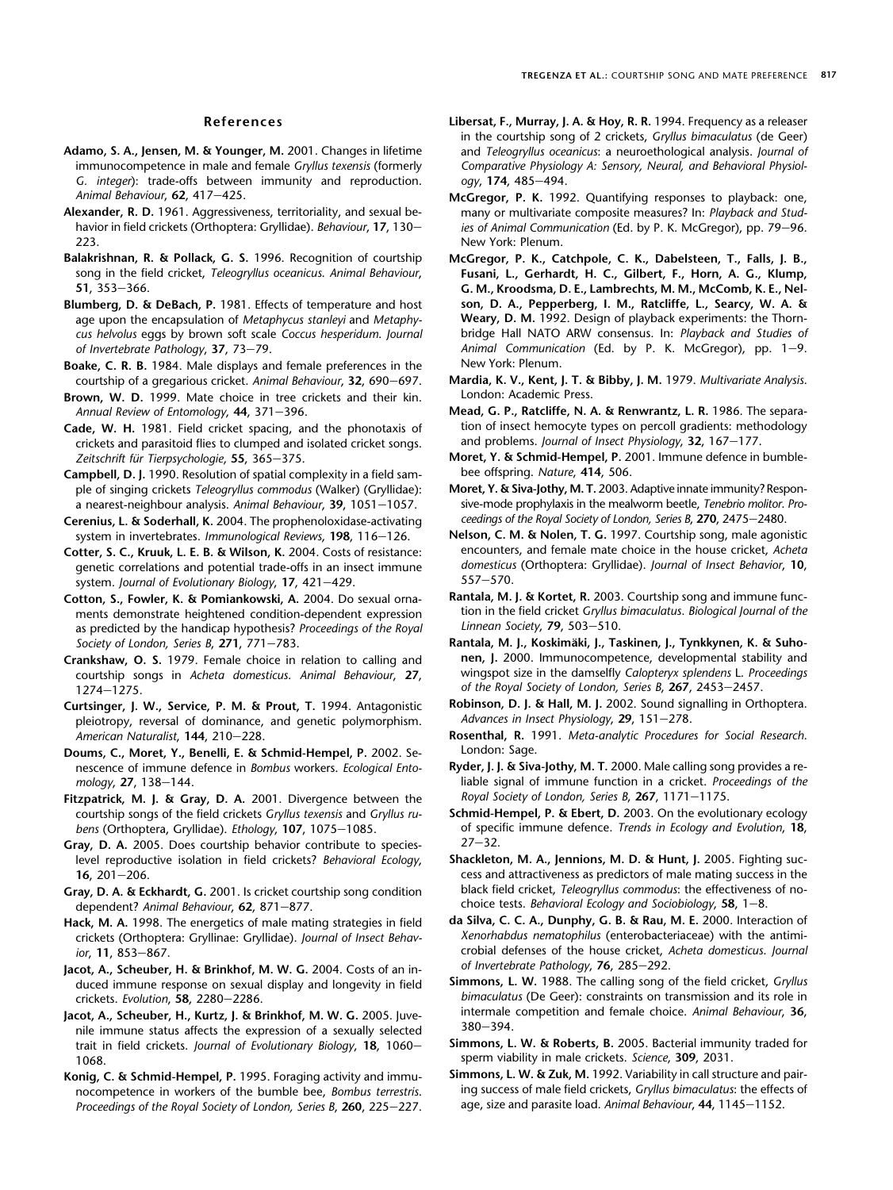## References

**Adamo, S. A., Jensen, M. & Younger, M.** 2001. Changes in lifetime immunocompetence in male and female *Gryllus texensis* (formerly *G. integer*): trade-offs between immunity and reproduction. *Animal Behaviour*, **62**, 417–425.

**Alexander, R. D.** 1961. Aggressiveness, territoriality, and sexual behavior in field crickets (Orthoptera: Gryllidae). *Behaviour*, **17**, 130–223.

**Balakrishnan, R. & Pollack, G. S.** 1996. Recognition of courtship song in the field cricket, *Teleogryllus oceanicus*. *Animal Behaviour*, **51**, 353–366.

**Blumberg, D. & DeBach, P.** 1981. Effects of temperature and host age upon the encapsulation of *Metaphycus stanleyi* and *Metaphycus helvolus* eggs by brown soft scale *Coccus hesperidum*. *Journal of Invertebrate Pathology*, **37**, 73–79.

**Boake, C. R. B.** 1984. Male displays and female preferences in the courtship of a gregarious cricket. *Animal Behaviour*, **32**, 690–697.

**Brown, W. D.** 1999. Mate choice in tree crickets and their kin. *Annual Review of Entomology*, **44**, 371–396.

**Cade, W. H.** 1981. Field cricket spacing, and the phonotaxis of crickets and parasitoid flies to clumped and isolated cricket songs. *Zeitschrift für Tierpsychologie*, **55**, 365–375.

**Campbell, D. J.** 1990. Resolution of spatial complexity in a field sample of singing crickets *Teleogryllus commodus* (Walker) (Gryllidae): a nearest-neighbour analysis. *Animal Behaviour*, **39**, 1051–1057.

**Cerenius, L. & Soderhall, K.** 2004. The prophenoloxidase-activating system in invertebrates. *Immunological Reviews*, **198**, 116–126.

**Cotter, S. C., Kruuk, L. E. B. & Wilson, K.** 2004. Costs of resistance: genetic correlations and potential trade-offs in an insect immune system. *Journal of Evolutionary Biology*, **17**, 421–429.

**Cotton, S., Fowler, K. & Pomiankowski, A.** 2004. Do sexual ornaments demonstrate heightened condition-dependent expression as predicted by the handicap hypothesis? *Proceedings of the Royal Society of London, Series B*, **271**, 771–783.

**Crankshaw, O. S.** 1979. Female choice in relation to calling and courtship songs in *Acheta domesticus*. *Animal Behaviour*, **27**, 1274–1275.

**Curtsinger, J. W., Service, P. M. & Prout, T.** 1994. Antagonistic pleiotropy, reversal of dominance, and genetic polymorphism. *American Naturalist*, **144**, 210–228.

**Doums, C., Moret, Y., Benelli, E. & Schmid-Hempel, P.** 2002. Senescence of immune defence in *Bombus* workers. *Ecological Entomology*, **27**, 138–144.

**Fitzpatrick, M. J. & Gray, D. A.** 2001. Divergence between the courtship songs of the field crickets *Gryllus texensis* and *Gryllus rubens* (Orthoptera, Gryllidae). *Ethology*, **107**, 1075–1085.

**Gray, D. A.** 2005. Does courtship behavior contribute to species-level reproductive isolation in field crickets? *Behavioral Ecology*, **16**, 201–206.

**Gray, D. A. & Eckhardt, G.** 2001. Is cricket courtship song condition dependent? *Animal Behaviour*, **62**, 871–877.

**Hack, M. A.** 1998. The energetics of male mating strategies in field crickets (Orthoptera: Gryllinae: Gryllidae). *Journal of Insect Behavior*, **11**, 853–867.

**Jacot, A., Scheuber, H. & Brinkhof, M. W. G.** 2004. Costs of an induced immune response on sexual display and longevity in field crickets. *Evolution*, **58**, 2280–2286.

**Jacot, A., Scheuber, H., Kurtz, J. & Brinkhof, M. W. G.** 2005. Juvenile immune status affects the expression of a sexually selected trait in field crickets. *Journal of Evolutionary Biology*, **18**, 1060–1068.

**Konig, C. & Schmid-Hempel, P.** 1995. Foraging activity and immunocompetence in workers of the bumble bee, *Bombus terrestris*. *Proceedings of the Royal Society of London, Series B*, **260**, 225–227.

**Libersat, F., Murray, J. A. & Hoy, R. R.** 1994. Frequency as a releaser in the courtship song of 2 crickets, *Gryllus bimaculatus* (de Geer) and *Teleogryllus oceanicus*: a neuroethological analysis. *Journal of Comparative Physiology A: Sensory, Neural, and Behavioral Physiology*, **174**, 485–494.

**McGregor, P. K.** 1992. Quantifying responses to playback: one, many or multivariate composite measures? In: *Playback and Studies of Animal Communication* (Ed. by P. K. McGregor), pp. 79–96. New York: Plenum.

**McGregor, P. K., Catchpole, C. K., Dabelsteen, T., Falls, J. B., Fusani, L., Gerhardt, H. C., Gilbert, F., Horn, A. G., Klump, G. M., Kroodsma, D. E., Lambrechts, M. M., McComb, K. E., Nelson, D. A., Pepperberg, I. M., Ratcliffe, L., Searcy, W. A. & Weary, D. M.** 1992. Design of playback experiments: the Thornbridge Hall NATO ARW consensus. In: *Playback and Studies of Animal Communication* (Ed. by P. K. McGregor), pp. 1–9. New York: Plenum.

**Mardia, K. V., Kent, J. T. & Bibby, J. M.** 1979. *Multivariate Analysis*. London: Academic Press.

**Mead, G. P., Ratcliffe, N. A. & Renwrantz, L. R.** 1986. The separation of insect hemocyte types on percoll gradients: methodology and problems. *Journal of Insect Physiology*, **32**, 167–177.

**Moret, Y. & Schmid-Hempel, P.** 2001. Immune defence in bumblebee offspring. *Nature*, **414**, 506.

**Moret, Y. & Siva-Jothy, M. T.** 2003. Adaptive innate immunity? Responsive-mode prophylaxis in the mealworm beetle, *Tenebrio molitor*. *Proceedings of the Royal Society of London, Series B*, **270**, 2475–2480.

**Nelson, C. M. & Nolen, T. G.** 1997. Courtship song, male agonistic encounters, and female mate choice in the house cricket, *Acheta domesticus* (Orthoptera: Gryllidae). *Journal of Insect Behavior*, **10**, 557–570.

**Rantala, M. J. & Kortet, R.** 2003. Courtship song and immune function in the field cricket *Gryllus bimaculatus*. *Biological Journal of the Linnean Society*, **79**, 503–510.

**Rantala, M. J., Koskimäki, J., Taskinen, J., Tynkkynen, K. & Suhonen, J.** 2000. Immunocompetence, developmental stability and wingspot size in the damselfly *Calopteryx splendens* L. *Proceedings of the Royal Society of London, Series B*, **267**, 2453–2457.

**Robinson, D. J. & Hall, M. J.** 2002. Sound signalling in Orthoptera. *Advances in Insect Physiology*, **29**, 151–278.

**Rosenthal, R.** 1991. *Meta-analytic Procedures for Social Research*. London: Sage.

**Ryder, J. J. & Siva-Jothy, M. T.** 2000. Male calling song provides a reliable signal of immune function in a cricket. *Proceedings of the Royal Society of London, Series B*, **267**, 1171–1175.

**Schmid-Hempel, P. & Ebert, D.** 2003. On the evolutionary ecology of specific immune defence. *Trends in Ecology and Evolution*, **18**, 27–32.

**Shackleton, M. A., Jennions, M. D. & Hunt, J.** 2005. Fighting success and attractiveness as predictors of male mating success in the black field cricket, *Teleogryllus commodus*: the effectiveness of no-choice tests. *Behavioral Ecology and Sociobiology*, **58**, 1–8.

**da Silva, C. C. A., Dunphy, G. B. & Rau, M. E.** 2000. Interaction of *Xenorhabdus nematophilus* (enterobacteriaceae) with the antimicrobial defenses of the house cricket, *Acheta domesticus*. *Journal of Invertebrate Pathology*, **76**, 285–292.

**Simmons, L. W.** 1988. The calling song of the field cricket, *Gryllus bimaculatus* (De Geer): constraints on transmission and its role in intermale competition and female choice. *Animal Behaviour*, **36**, 380–394.

**Simmons, L. W. & Roberts, B.** 2005. Bacterial immunity traded for sperm viability in male crickets. *Science*, **309**, 2031.

**Simmons, L. W. & Zuk, M.** 1992. Variability in call structure and pairing success of male field crickets, *Gryllus bimaculatus*: the effects of age, size and parasite load. *Animal Behaviour*, **44**, 1145–1152.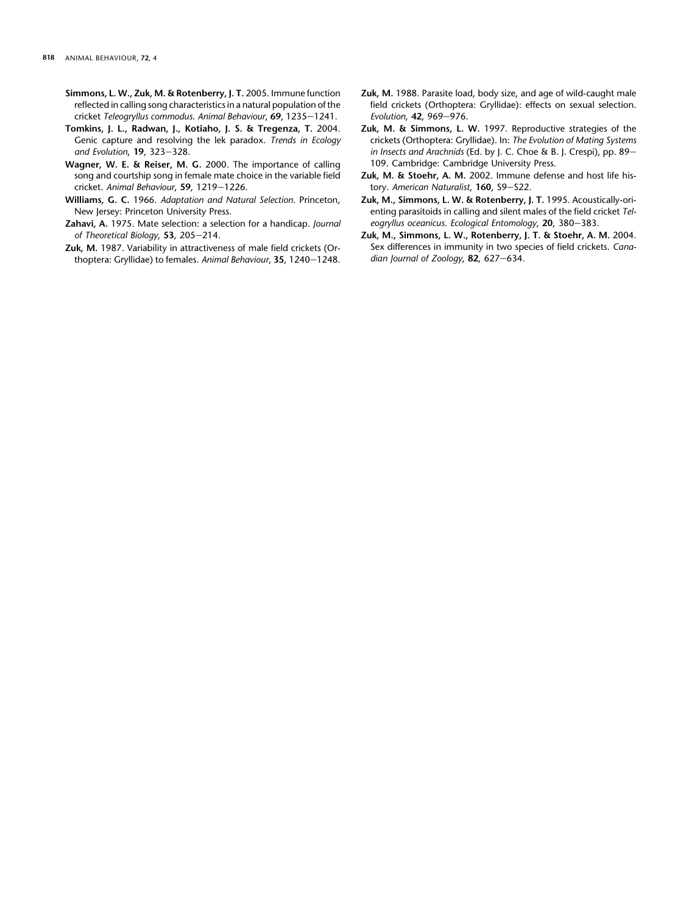**Simmons, L. W., Zuk, M. & Rotenberry, J. T.** 2005. Immune function reflected in calling song characteristics in a natural population of the cricket *Teleogryllus commodus*. *Animal Behaviour*, **69**, 1235–1241.

**Tomkins, J. L., Radwan, J., Kotiaho, J. S. & Tregenza, T.** 2004. Genic capture and resolving the lek paradox. *Trends in Ecology and Evolution*, **19**, 323–328.

**Wagner, W. E. & Reiser, M. G.** 2000. The importance of calling song and courtship song in female mate choice in the variable field cricket. *Animal Behaviour*, **59**, 1219–1226.

**Williams, G. C.** 1966. *Adaptation and Natural Selection*. Princeton, New Jersey: Princeton University Press.

**Zahavi, A.** 1975. Mate selection: a selection for a handicap. *Journal of Theoretical Biology*, **53**, 205–214.

**Zuk, M.** 1987. Variability in attractiveness of male field crickets (Orthoptera: Gryllidae) to females. *Animal Behaviour*, **35**, 1240–1248.

**Zuk, M.** 1988. Parasite load, body size, and age of wild-caught male field crickets (Orthoptera: Gryllidae): effects on sexual selection. *Evolution*, **42**, 969–976.

**Zuk, M. & Simmons, L. W.** 1997. Reproductive strategies of the crickets (Orthoptera: Gryllidae). In: *The Evolution of Mating Systems in Insects and Arachnids* (Ed. by J. C. Choe & B. J. Crespi), pp. 89–109. Cambridge: Cambridge University Press.

**Zuk, M. & Stoehr, A. M.** 2002. Immune defense and host life history. *American Naturalist*, **160**, S9–S22.

**Zuk, M., Simmons, L. W. & Rotenberry, J. T.** 1995. Acoustically-orienting parasitoids in calling and silent males of the field cricket *Teleogryllus oceanicus*. *Ecological Entomology*, **20**, 380–383.

**Zuk, M., Simmons, L. W., Rotenberry, J. T. & Stoehr, A. M.** 2004. Sex differences in immunity in two species of field crickets. *Canadian Journal of Zoology*, **82**, 627–634.